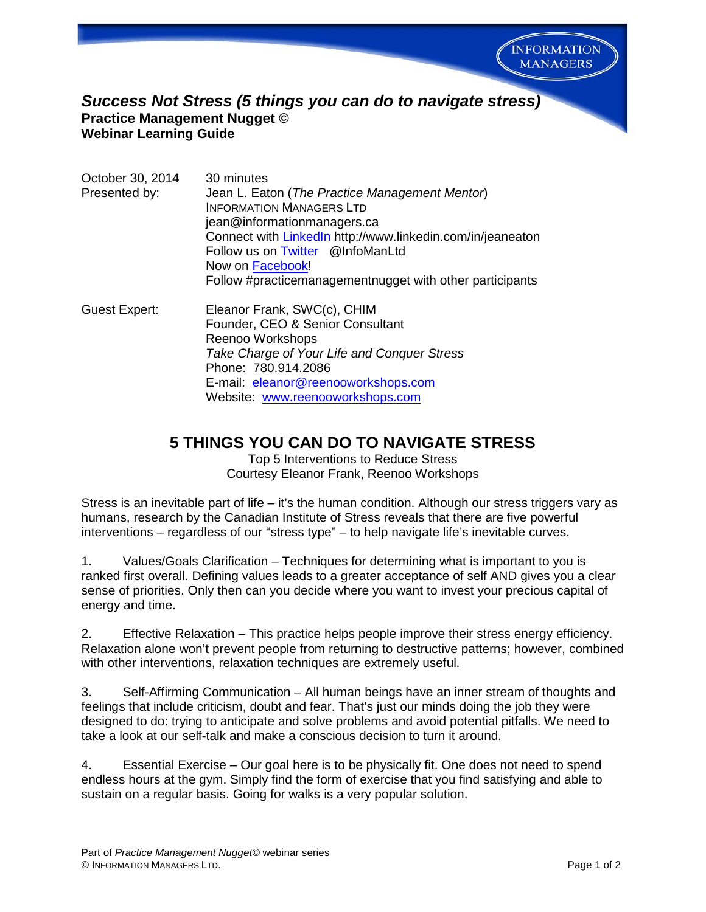# *Success Not Stress (5 things you can do to navigate stress)*

**Practice Management Nugget ©**
**Webinar Learning Guide**

| | |
|---|---|
| October 30, 2014 | 30 minutes |
| Presented by: | Jean L. Eaton (*The Practice Management Mentor*)<br>INFORMATION MANAGERS LTD<br>jean@informationmanagers.ca<br>Connect with LinkedIn http://www.linkedin.com/in/jeaneaton<br>Follow us on Twitter @InfoManLtd<br>Now on Facebook!<br>Follow #practicemanagementnugget with other participants |
| Guest Expert: | Eleanor Frank, SWC(c), CHIM<br>Founder, CEO & Senior Consultant<br>Reenoo Workshops<br>*Take Charge of Your Life and Conquer Stress*<br>Phone: 780.914.2086<br>E-mail: eleanor@reenooworkshops.com<br>Website: www.reenooworkshops.com |

## 5 THINGS YOU CAN DO TO NAVIGATE STRESS

Top 5 Interventions to Reduce Stress
Courtesy Eleanor Frank, Reenoo Workshops

Stress is an inevitable part of life – it's the human condition. Although our stress triggers vary as humans, research by the Canadian Institute of Stress reveals that there are five powerful interventions – regardless of our "stress type" – to help navigate life's inevitable curves.

1. Values/Goals Clarification – Techniques for determining what is important to you is ranked first overall. Defining values leads to a greater acceptance of self AND gives you a clear sense of priorities. Only then can you decide where you want to invest your precious capital of energy and time.

2. Effective Relaxation – This practice helps people improve their stress energy efficiency. Relaxation alone won't prevent people from returning to destructive patterns; however, combined with other interventions, relaxation techniques are extremely useful.

3. Self-Affirming Communication – All human beings have an inner stream of thoughts and feelings that include criticism, doubt and fear. That's just our minds doing the job they were designed to do: trying to anticipate and solve problems and avoid potential pitfalls. We need to take a look at our self-talk and make a conscious decision to turn it around.

4. Essential Exercise – Our goal here is to be physically fit. One does not need to spend endless hours at the gym. Simply find the form of exercise that you find satisfying and able to sustain on a regular basis. Going for walks is a very popular solution.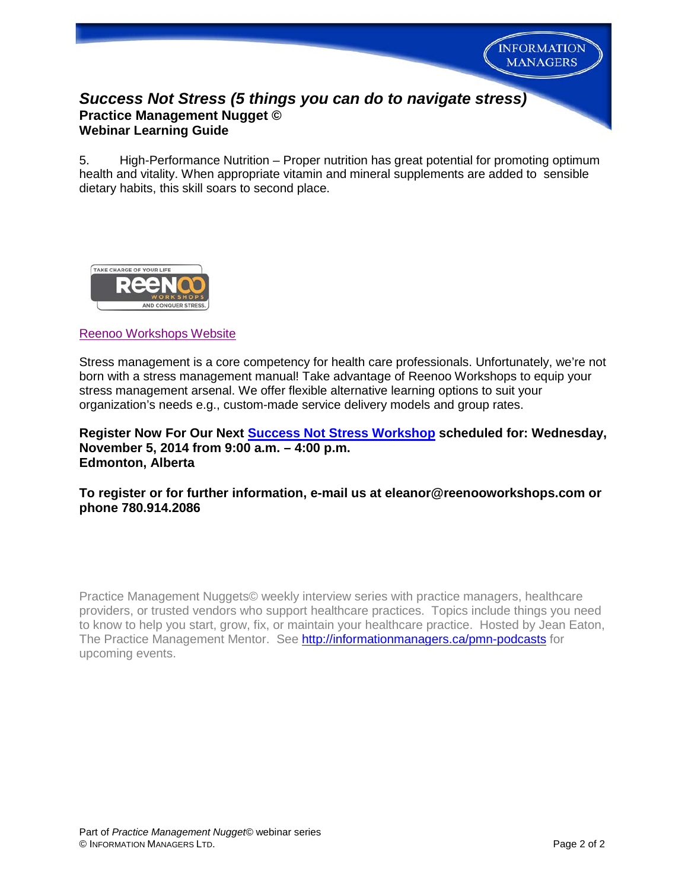## *Success Not Stress (5 things you can do to navigate stress)*

**Practice Management Nugget ©**
**Webinar Learning Guide**

5. High-Performance Nutrition – Proper nutrition has great potential for promoting optimum health and vitality. When appropriate vitamin and mineral supplements are added to sensible dietary habits, this skill soars to second place.

Reenoo Workshops Website

Stress management is a core competency for health care professionals. Unfortunately, we're not born with a stress management manual! Take advantage of Reenoo Workshops to equip your stress management arsenal. We offer flexible alternative learning options to suit your organization's needs e.g., custom-made service delivery models and group rates.

**Register Now For Our Next Success Not Stress Workshop scheduled for: Wednesday, November 5, 2014 from 9:00 a.m. – 4:00 p.m.**
**Edmonton, Alberta**

**To register or for further information, e-mail us at eleanor@reenooworkshops.com or phone 780.914.2086**

Practice Management Nuggets© weekly interview series with practice managers, healthcare providers, or trusted vendors who support healthcare practices. Topics include things you need to know to help you start, grow, fix, or maintain your healthcare practice. Hosted by Jean Eaton, The Practice Management Mentor. See http://informationmanagers.ca/pmn-podcasts for upcoming events.